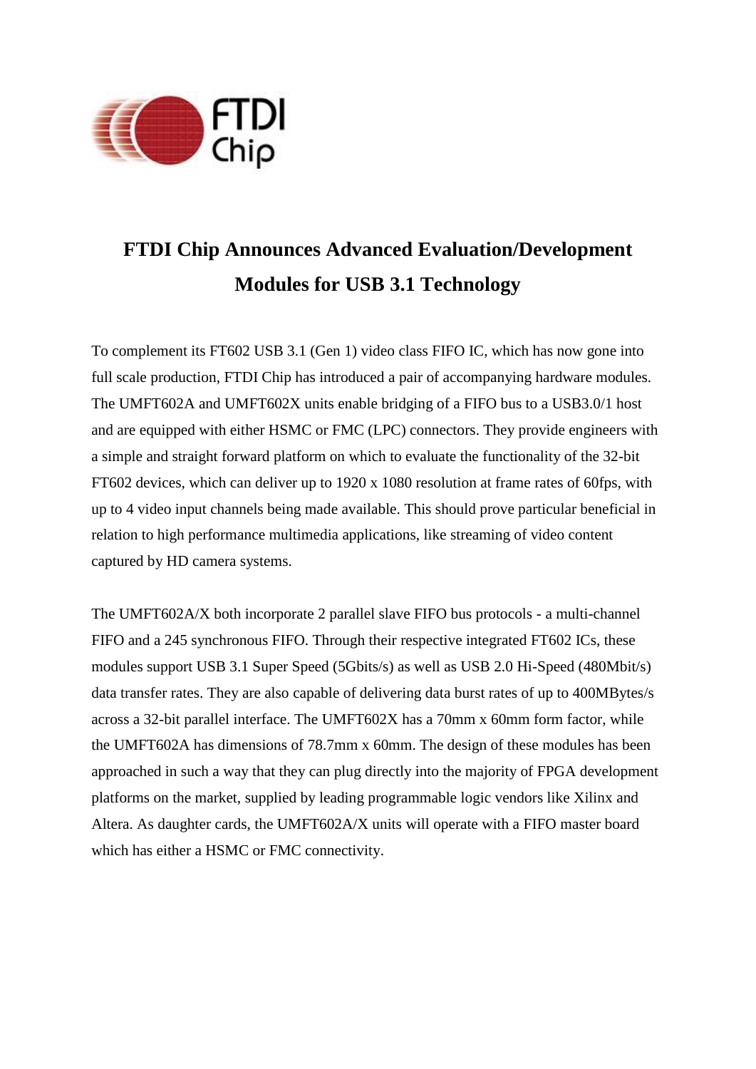# FTDI Chip Announces Advanced Evaluation/Development Modules for USB 3.1 Technology

To complement its FT602 USB 3.1 (Gen 1) video class FIFO IC, which has now gone into full scale production, FTDI Chip has introduced a pair of accompanying hardware modules. The UMFT602A and UMFT602X units enable bridging of a FIFO bus to a USB3.0/1 host and are equipped with either HSMC or FMC (LPC) connectors. They provide engineers with a simple and straight forward platform on which to evaluate the functionality of the 32-bit FT602 devices, which can deliver up to 1920 x 1080 resolution at frame rates of 60fps, with up to 4 video input channels being made available. This should prove particular beneficial in relation to high performance multimedia applications, like streaming of video content captured by HD camera systems.

The UMFT602A/X both incorporate 2 parallel slave FIFO bus protocols - a multi-channel FIFO and a 245 synchronous FIFO. Through their respective integrated FT602 ICs, these modules support USB 3.1 Super Speed (5Gbits/s) as well as USB 2.0 Hi-Speed (480Mbit/s) data transfer rates. They are also capable of delivering data burst rates of up to 400MBytes/s across a 32-bit parallel interface. The UMFT602X has a 70mm x 60mm form factor, while the UMFT602A has dimensions of 78.7mm x 60mm. The design of these modules has been approached in such a way that they can plug directly into the majority of FPGA development platforms on the market, supplied by leading programmable logic vendors like Xilinx and Altera. As daughter cards, the UMFT602A/X units will operate with a FIFO master board which has either a HSMC or FMC connectivity.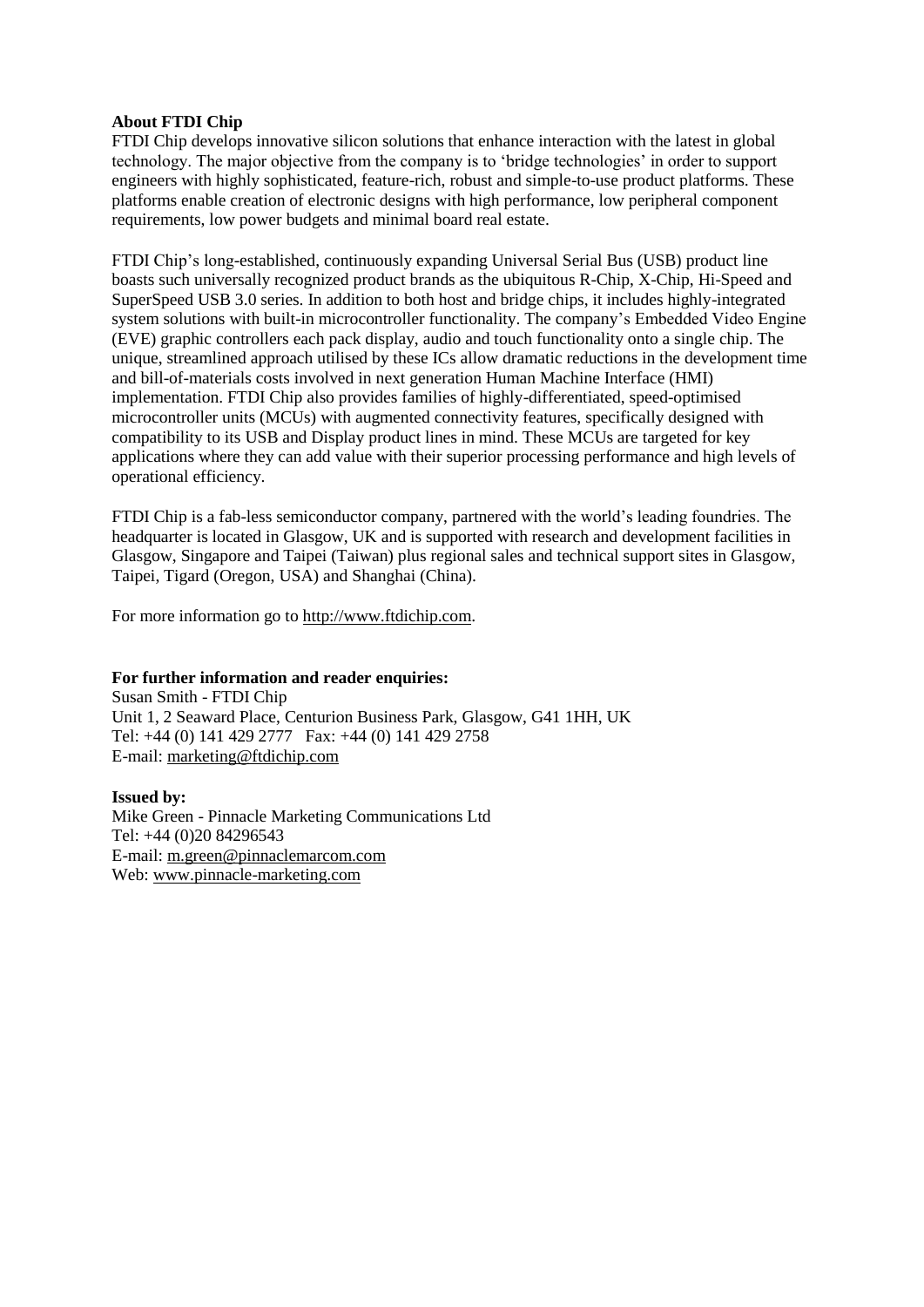**About FTDI Chip**

FTDI Chip develops innovative silicon solutions that enhance interaction with the latest in global technology. The major objective from the company is to 'bridge technologies' in order to support engineers with highly sophisticated, feature-rich, robust and simple-to-use product platforms. These platforms enable creation of electronic designs with high performance, low peripheral component requirements, low power budgets and minimal board real estate.

FTDI Chip's long-established, continuously expanding Universal Serial Bus (USB) product line boasts such universally recognized product brands as the ubiquitous R-Chip, X-Chip, Hi-Speed and SuperSpeed USB 3.0 series. In addition to both host and bridge chips, it includes highly-integrated system solutions with built-in microcontroller functionality. The company's Embedded Video Engine (EVE) graphic controllers each pack display, audio and touch functionality onto a single chip. The unique, streamlined approach utilised by these ICs allow dramatic reductions in the development time and bill-of-materials costs involved in next generation Human Machine Interface (HMI) implementation. FTDI Chip also provides families of highly-differentiated, speed-optimised microcontroller units (MCUs) with augmented connectivity features, specifically designed with compatibility to its USB and Display product lines in mind. These MCUs are targeted for key applications where they can add value with their superior processing performance and high levels of operational efficiency.

FTDI Chip is a fab-less semiconductor company, partnered with the world's leading foundries. The headquarter is located in Glasgow, UK and is supported with research and development facilities in Glasgow, Singapore and Taipei (Taiwan) plus regional sales and technical support sites in Glasgow, Taipei, Tigard (Oregon, USA) and Shanghai (China).

For more information go to http://www.ftdichip.com.

**For further information and reader enquiries:**

Susan Smith - FTDI Chip
Unit 1, 2 Seaward Place, Centurion Business Park, Glasgow, G41 1HH, UK
Tel: +44 (0) 141 429 2777 Fax: +44 (0) 141 429 2758
E-mail: marketing@ftdichip.com

**Issued by:**

Mike Green - Pinnacle Marketing Communications Ltd
Tel: +44 (0)20 84296543
E-mail: m.green@pinnaclemarcom.com
Web: www.pinnacle-marketing.com